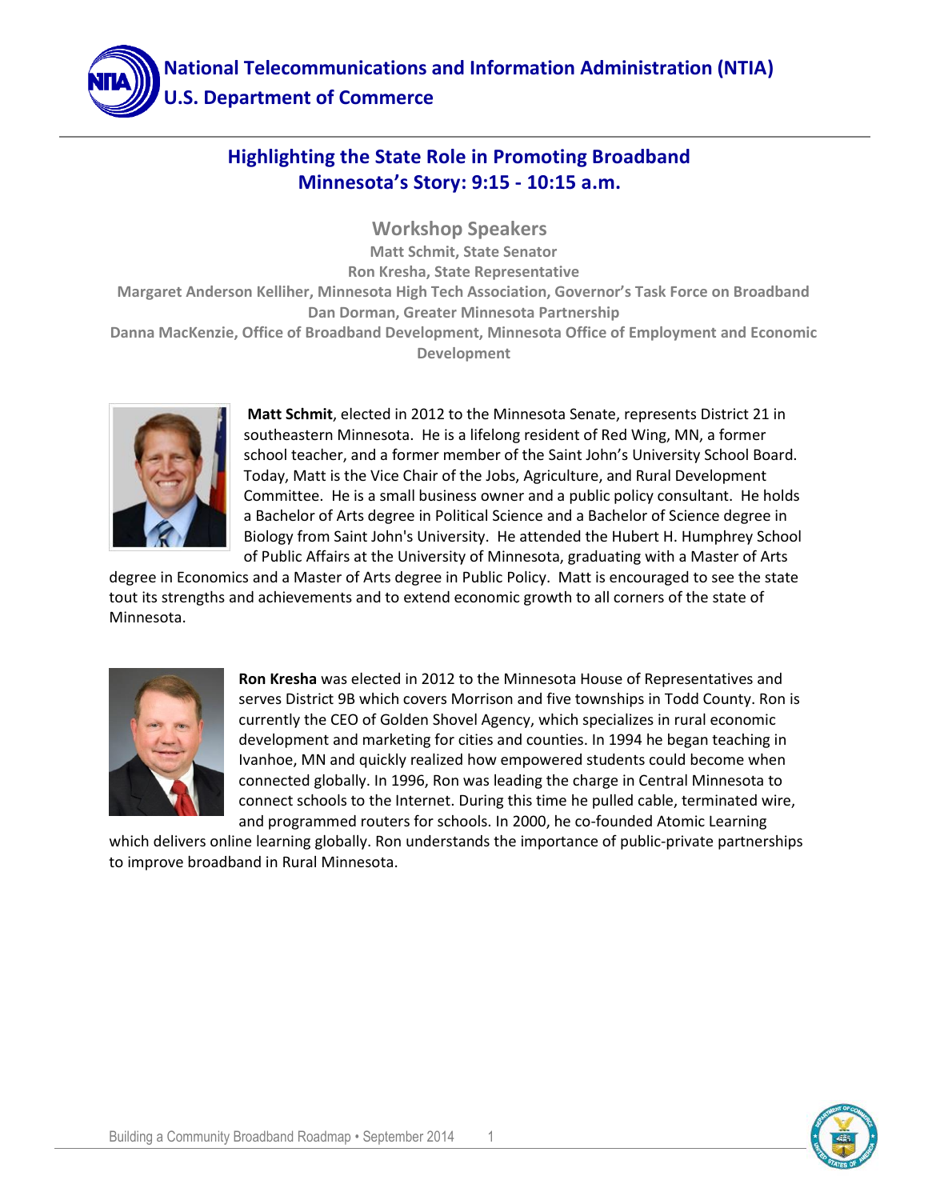**National Telecommunications and Information Administration (NTIA)**
**U.S. Department of Commerce**

# Highlighting the State Role in Promoting Broadband
# Minnesota's Story: 9:15 - 10:15 a.m.

## Workshop Speakers

**Matt Schmit, State Senator**
**Ron Kresha, State Representative**
**Margaret Anderson Kelliher, Minnesota High Tech Association, Governor's Task Force on Broadband**
**Dan Dorman, Greater Minnesota Partnership**
**Danna MacKenzie, Office of Broadband Development, Minnesota Office of Employment and Economic Development**

**Matt Schmit**, elected in 2012 to the Minnesota Senate, represents District 21 in southeastern Minnesota. He is a lifelong resident of Red Wing, MN, a former school teacher, and a former member of the Saint John's University School Board. Today, Matt is the Vice Chair of the Jobs, Agriculture, and Rural Development Committee. He is a small business owner and a public policy consultant. He holds a Bachelor of Arts degree in Political Science and a Bachelor of Science degree in Biology from Saint John's University. He attended the Hubert H. Humphrey School of Public Affairs at the University of Minnesota, graduating with a Master of Arts degree in Economics and a Master of Arts degree in Public Policy. Matt is encouraged to see the state tout its strengths and achievements and to extend economic growth to all corners of the state of Minnesota.

**Ron Kresha** was elected in 2012 to the Minnesota House of Representatives and serves District 9B which covers Morrison and five townships in Todd County. Ron is currently the CEO of Golden Shovel Agency, which specializes in rural economic development and marketing for cities and counties. In 1994 he began teaching in Ivanhoe, MN and quickly realized how empowered students could become when connected globally. In 1996, Ron was leading the charge in Central Minnesota to connect schools to the Internet. During this time he pulled cable, terminated wire, and programmed routers for schools. In 2000, he co-founded Atomic Learning which delivers online learning globally. Ron understands the importance of public-private partnerships to improve broadband in Rural Minnesota.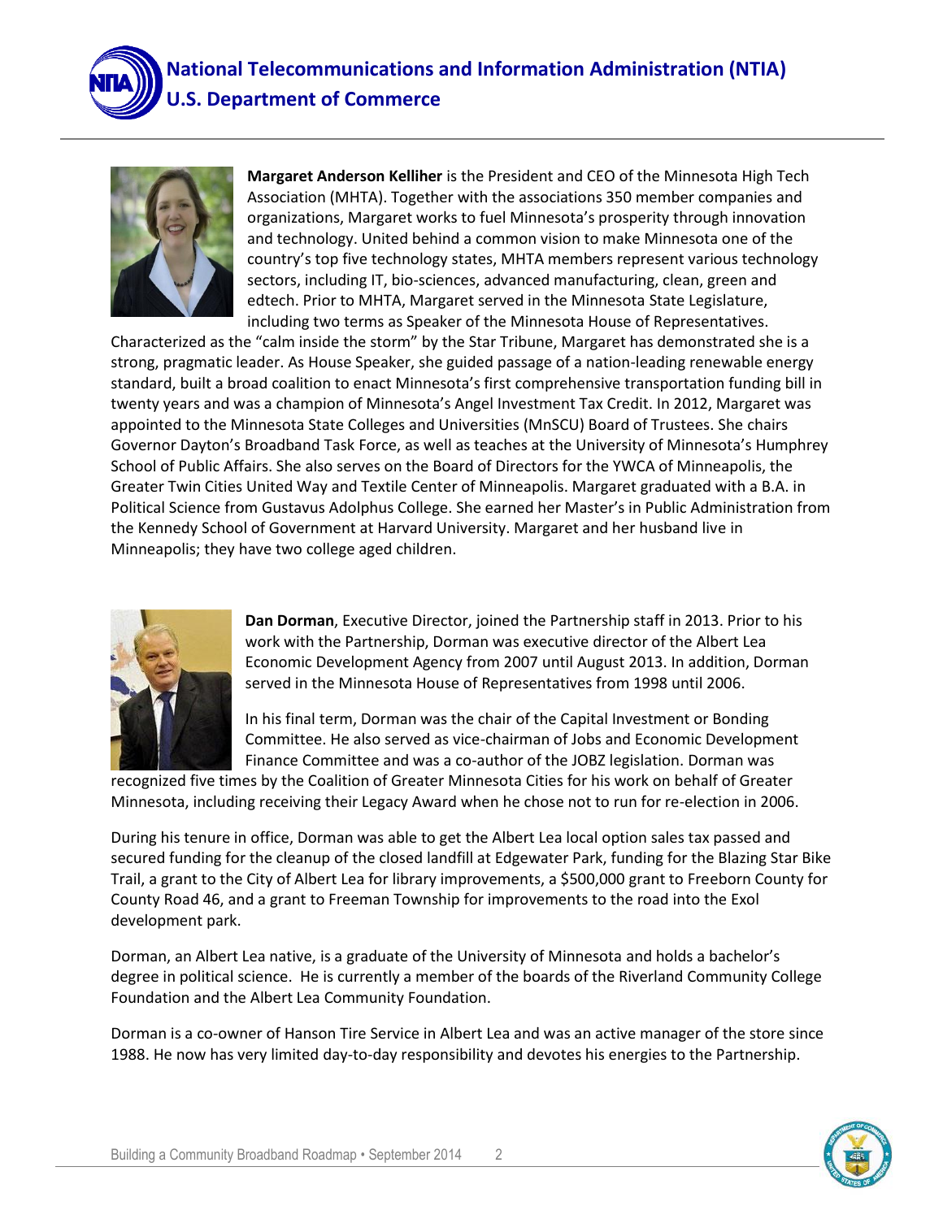**Margaret Anderson Kelliher** is the President and CEO of the Minnesota High Tech Association (MHTA). Together with the associations 350 member companies and organizations, Margaret works to fuel Minnesota's prosperity through innovation and technology. United behind a common vision to make Minnesota one of the country's top five technology states, MHTA members represent various technology sectors, including IT, bio-sciences, advanced manufacturing, clean, green and edtech. Prior to MHTA, Margaret served in the Minnesota State Legislature, including two terms as Speaker of the Minnesota House of Representatives. Characterized as the "calm inside the storm" by the Star Tribune, Margaret has demonstrated she is a strong, pragmatic leader. As House Speaker, she guided passage of a nation-leading renewable energy standard, built a broad coalition to enact Minnesota's first comprehensive transportation funding bill in twenty years and was a champion of Minnesota's Angel Investment Tax Credit. In 2012, Margaret was appointed to the Minnesota State Colleges and Universities (MnSCU) Board of Trustees. She chairs Governor Dayton's Broadband Task Force, as well as teaches at the University of Minnesota's Humphrey School of Public Affairs. She also serves on the Board of Directors for the YWCA of Minneapolis, the Greater Twin Cities United Way and Textile Center of Minneapolis. Margaret graduated with a B.A. in Political Science from Gustavus Adolphus College. She earned her Master's in Public Administration from the Kennedy School of Government at Harvard University. Margaret and her husband live in Minneapolis; they have two college aged children.

**Dan Dorman**, Executive Director, joined the Partnership staff in 2013. Prior to his work with the Partnership, Dorman was executive director of the Albert Lea Economic Development Agency from 2007 until August 2013. In addition, Dorman served in the Minnesota House of Representatives from 1998 until 2006.

In his final term, Dorman was the chair of the Capital Investment or Bonding Committee. He also served as vice-chairman of Jobs and Economic Development Finance Committee and was a co-author of the JOBZ legislation. Dorman was recognized five times by the Coalition of Greater Minnesota Cities for his work on behalf of Greater Minnesota, including receiving their Legacy Award when he chose not to run for re-election in 2006.

During his tenure in office, Dorman was able to get the Albert Lea local option sales tax passed and secured funding for the cleanup of the closed landfill at Edgewater Park, funding for the Blazing Star Bike Trail, a grant to the City of Albert Lea for library improvements, a $500,000 grant to Freeborn County for County Road 46, and a grant to Freeman Township for improvements to the road into the Exol development park.

Dorman, an Albert Lea native, is a graduate of the University of Minnesota and holds a bachelor's degree in political science. He is currently a member of the boards of the Riverland Community College Foundation and the Albert Lea Community Foundation.

Dorman is a co-owner of Hanson Tire Service in Albert Lea and was an active manager of the store since 1988. He now has very limited day-to-day responsibility and devotes his energies to the Partnership.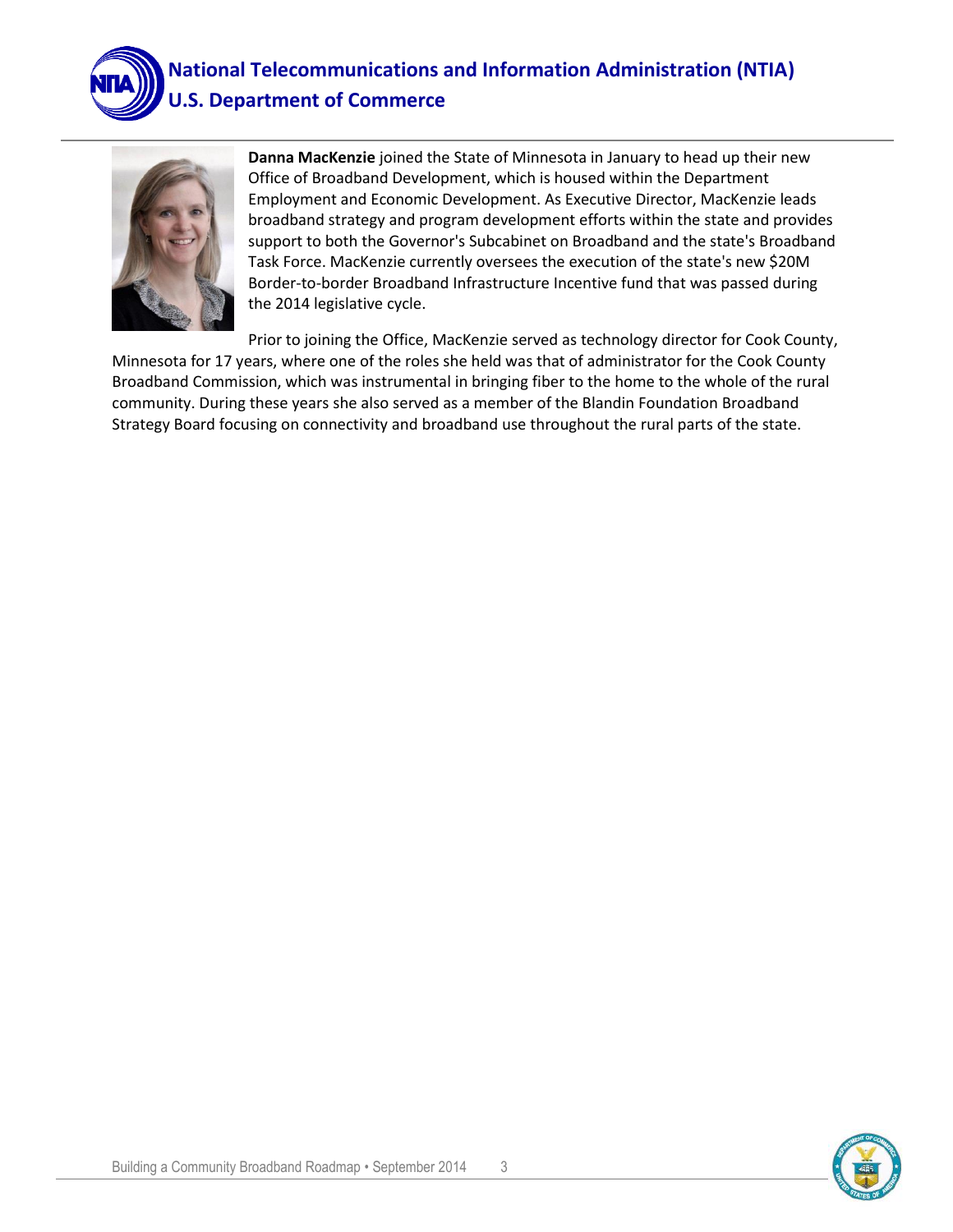**Danna MacKenzie** joined the State of Minnesota in January to head up their new Office of Broadband Development, which is housed within the Department Employment and Economic Development. As Executive Director, MacKenzie leads broadband strategy and program development efforts within the state and provides support to both the Governor's Subcabinet on Broadband and the state's Broadband Task Force. MacKenzie currently oversees the execution of the state's new $20M Border-to-border Broadband Infrastructure Incentive fund that was passed during the 2014 legislative cycle.

Prior to joining the Office, MacKenzie served as technology director for Cook County, Minnesota for 17 years, where one of the roles she held was that of administrator for the Cook County Broadband Commission, which was instrumental in bringing fiber to the home to the whole of the rural community. During these years she also served as a member of the Blandin Foundation Broadband Strategy Board focusing on connectivity and broadband use throughout the rural parts of the state.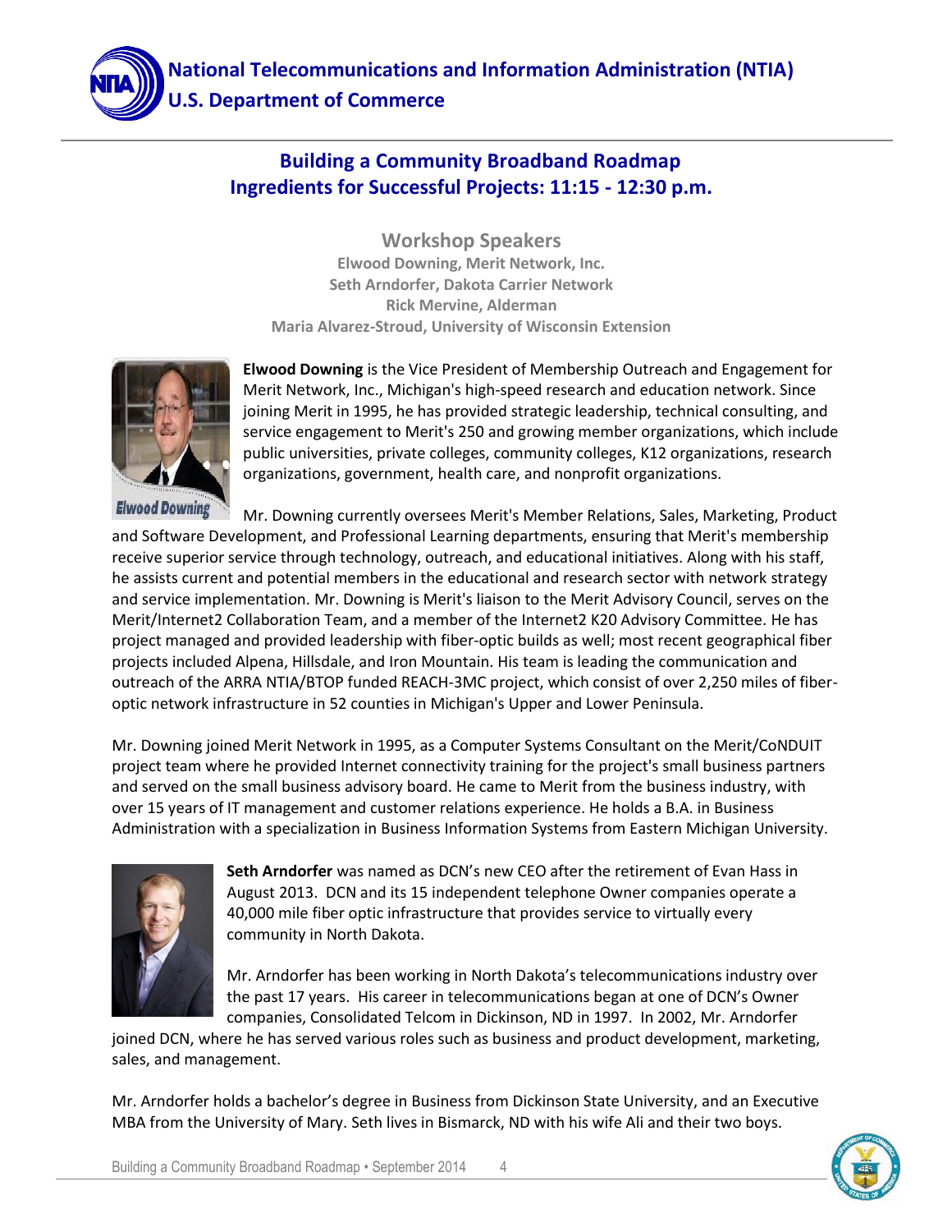**National Telecommunications and Information Administration (NTIA)**
**U.S. Department of Commerce**

## Building a Community Broadband Roadmap
## Ingredients for Successful Projects: 11:15 - 12:30 p.m.

### Workshop Speakers

**Elwood Downing, Merit Network, Inc.**
**Seth Arndorfer, Dakota Carrier Network**
**Rick Mervine, Alderman**
**Maria Alvarez-Stroud, University of Wisconsin Extension**

Elwood Downing

**Elwood Downing** is the Vice President of Membership Outreach and Engagement for Merit Network, Inc., Michigan's high-speed research and education network. Since joining Merit in 1995, he has provided strategic leadership, technical consulting, and service engagement to Merit's 250 and growing member organizations, which include public universities, private colleges, community colleges, K12 organizations, research organizations, government, health care, and nonprofit organizations.

Mr. Downing currently oversees Merit's Member Relations, Sales, Marketing, Product and Software Development, and Professional Learning departments, ensuring that Merit's membership receive superior service through technology, outreach, and educational initiatives. Along with his staff, he assists current and potential members in the educational and research sector with network strategy and service implementation. Mr. Downing is Merit's liaison to the Merit Advisory Council, serves on the Merit/Internet2 Collaboration Team, and a member of the Internet2 K20 Advisory Committee. He has project managed and provided leadership with fiber-optic builds as well; most recent geographical fiber projects included Alpena, Hillsdale, and Iron Mountain. His team is leading the communication and outreach of the ARRA NTIA/BTOP funded REACH-3MC project, which consist of over 2,250 miles of fiber-optic network infrastructure in 52 counties in Michigan's Upper and Lower Peninsula.

Mr. Downing joined Merit Network in 1995, as a Computer Systems Consultant on the Merit/CoNDUIT project team where he provided Internet connectivity training for the project's small business partners and served on the small business advisory board. He came to Merit from the business industry, with over 15 years of IT management and customer relations experience. He holds a B.A. in Business Administration with a specialization in Business Information Systems from Eastern Michigan University.

**Seth Arndorfer** was named as DCN's new CEO after the retirement of Evan Hass in August 2013. DCN and its 15 independent telephone Owner companies operate a 40,000 mile fiber optic infrastructure that provides service to virtually every community in North Dakota.

Mr. Arndorfer has been working in North Dakota's telecommunications industry over the past 17 years. His career in telecommunications began at one of DCN's Owner companies, Consolidated Telcom in Dickinson, ND in 1997. In 2002, Mr. Arndorfer joined DCN, where he has served various roles such as business and product development, marketing, sales, and management.

Mr. Arndorfer holds a bachelor's degree in Business from Dickinson State University, and an Executive MBA from the University of Mary. Seth lives in Bismarck, ND with his wife Ali and their two boys.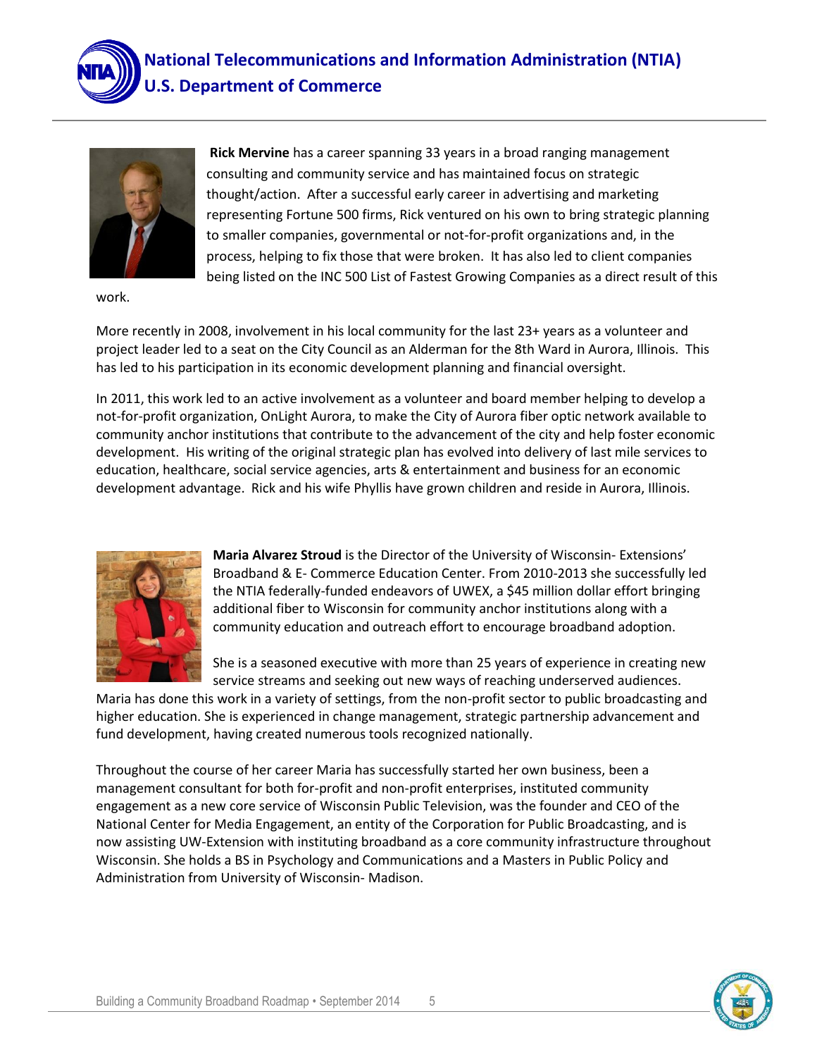**Rick Mervine** has a career spanning 33 years in a broad ranging management consulting and community service and has maintained focus on strategic thought/action. After a successful early career in advertising and marketing representing Fortune 500 firms, Rick ventured on his own to bring strategic planning to smaller companies, governmental or not-for-profit organizations and, in the process, helping to fix those that were broken. It has also led to client companies being listed on the INC 500 List of Fastest Growing Companies as a direct result of this work.

More recently in 2008, involvement in his local community for the last 23+ years as a volunteer and project leader led to a seat on the City Council as an Alderman for the 8th Ward in Aurora, Illinois. This has led to his participation in its economic development planning and financial oversight.

In 2011, this work led to an active involvement as a volunteer and board member helping to develop a not-for-profit organization, OnLight Aurora, to make the City of Aurora fiber optic network available to community anchor institutions that contribute to the advancement of the city and help foster economic development. His writing of the original strategic plan has evolved into delivery of last mile services to education, healthcare, social service agencies, arts & entertainment and business for an economic development advantage. Rick and his wife Phyllis have grown children and reside in Aurora, Illinois.

**Maria Alvarez Stroud** is the Director of the University of Wisconsin- Extensions' Broadband & E- Commerce Education Center. From 2010-2013 she successfully led the NTIA federally-funded endeavors of UWEX, a $45 million dollar effort bringing additional fiber to Wisconsin for community anchor institutions along with a community education and outreach effort to encourage broadband adoption.

She is a seasoned executive with more than 25 years of experience in creating new service streams and seeking out new ways of reaching underserved audiences. Maria has done this work in a variety of settings, from the non-profit sector to public broadcasting and higher education. She is experienced in change management, strategic partnership advancement and fund development, having created numerous tools recognized nationally.

Throughout the course of her career Maria has successfully started her own business, been a management consultant for both for-profit and non-profit enterprises, instituted community engagement as a new core service of Wisconsin Public Television, was the founder and CEO of the National Center for Media Engagement, an entity of the Corporation for Public Broadcasting, and is now assisting UW-Extension with instituting broadband as a core community infrastructure throughout Wisconsin. She holds a BS in Psychology and Communications and a Masters in Public Policy and Administration from University of Wisconsin- Madison.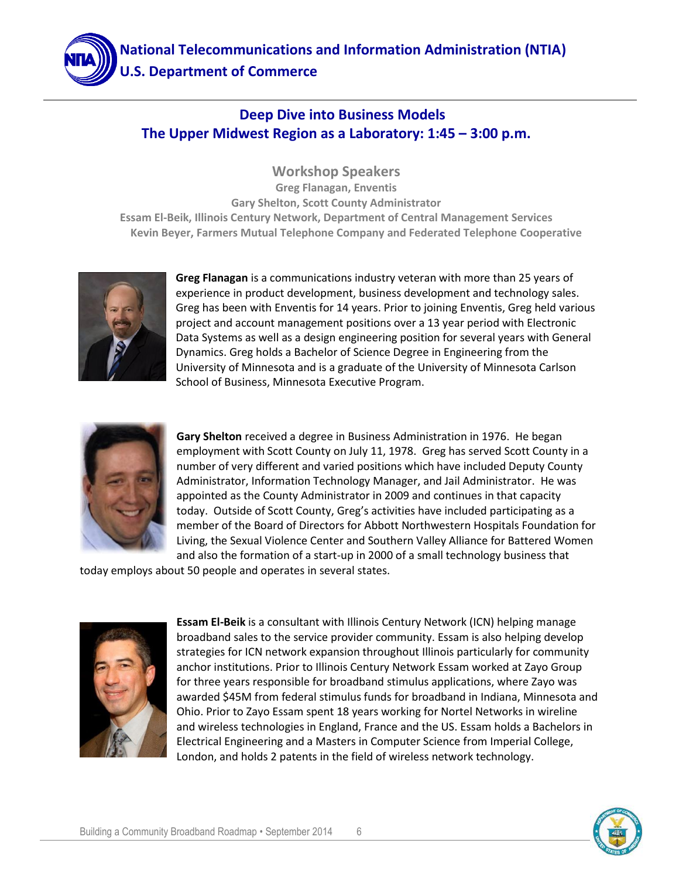**National Telecommunications and Information Administration (NTIA)**
**U.S. Department of Commerce**

## Deep Dive into Business Models
## The Upper Midwest Region as a Laboratory: 1:45 – 3:00 p.m.

### Workshop Speakers

**Greg Flanagan, Enventis**
**Gary Shelton, Scott County Administrator**
**Essam El-Beik, Illinois Century Network, Department of Central Management Services**
**Kevin Beyer, Farmers Mutual Telephone Company and Federated Telephone Cooperative**

**Greg Flanagan** is a communications industry veteran with more than 25 years of experience in product development, business development and technology sales. Greg has been with Enventis for 14 years. Prior to joining Enventis, Greg held various project and account management positions over a 13 year period with Electronic Data Systems as well as a design engineering position for several years with General Dynamics. Greg holds a Bachelor of Science Degree in Engineering from the University of Minnesota and is a graduate of the University of Minnesota Carlson School of Business, Minnesota Executive Program.

**Gary Shelton** received a degree in Business Administration in 1976. He began employment with Scott County on July 11, 1978. Greg has served Scott County in a number of very different and varied positions which have included Deputy County Administrator, Information Technology Manager, and Jail Administrator. He was appointed as the County Administrator in 2009 and continues in that capacity today. Outside of Scott County, Greg's activities have included participating as a member of the Board of Directors for Abbott Northwestern Hospitals Foundation for Living, the Sexual Violence Center and Southern Valley Alliance for Battered Women and also the formation of a start-up in 2000 of a small technology business that today employs about 50 people and operates in several states.

**Essam El-Beik** is a consultant with Illinois Century Network (ICN) helping manage broadband sales to the service provider community. Essam is also helping develop strategies for ICN network expansion throughout Illinois particularly for community anchor institutions. Prior to Illinois Century Network Essam worked at Zayo Group for three years responsible for broadband stimulus applications, where Zayo was awarded $45M from federal stimulus funds for broadband in Indiana, Minnesota and Ohio. Prior to Zayo Essam spent 18 years working for Nortel Networks in wireline and wireless technologies in England, France and the US. Essam holds a Bachelors in Electrical Engineering and a Masters in Computer Science from Imperial College, London, and holds 2 patents in the field of wireless network technology.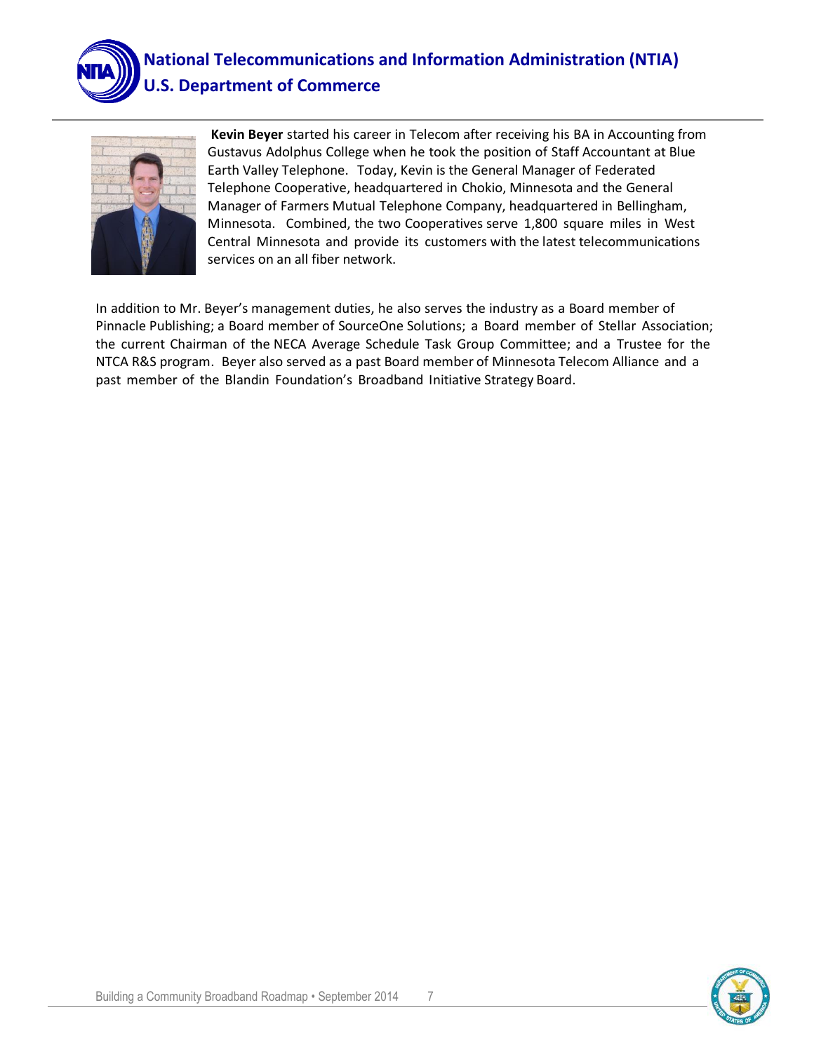**Kevin Beyer** started his career in Telecom after receiving his BA in Accounting from Gustavus Adolphus College when he took the position of Staff Accountant at Blue Earth Valley Telephone. Today, Kevin is the General Manager of Federated Telephone Cooperative, headquartered in Chokio, Minnesota and the General Manager of Farmers Mutual Telephone Company, headquartered in Bellingham, Minnesota. Combined, the two Cooperatives serve 1,800 square miles in West Central Minnesota and provide its customers with the latest telecommunications services on an all fiber network.

In addition to Mr. Beyer's management duties, he also serves the industry as a Board member of Pinnacle Publishing; a Board member of SourceOne Solutions; a Board member of Stellar Association; the current Chairman of the NECA Average Schedule Task Group Committee; and a Trustee for the NTCA R&S program. Beyer also served as a past Board member of Minnesota Telecom Alliance and a past member of the Blandin Foundation's Broadband Initiative Strategy Board.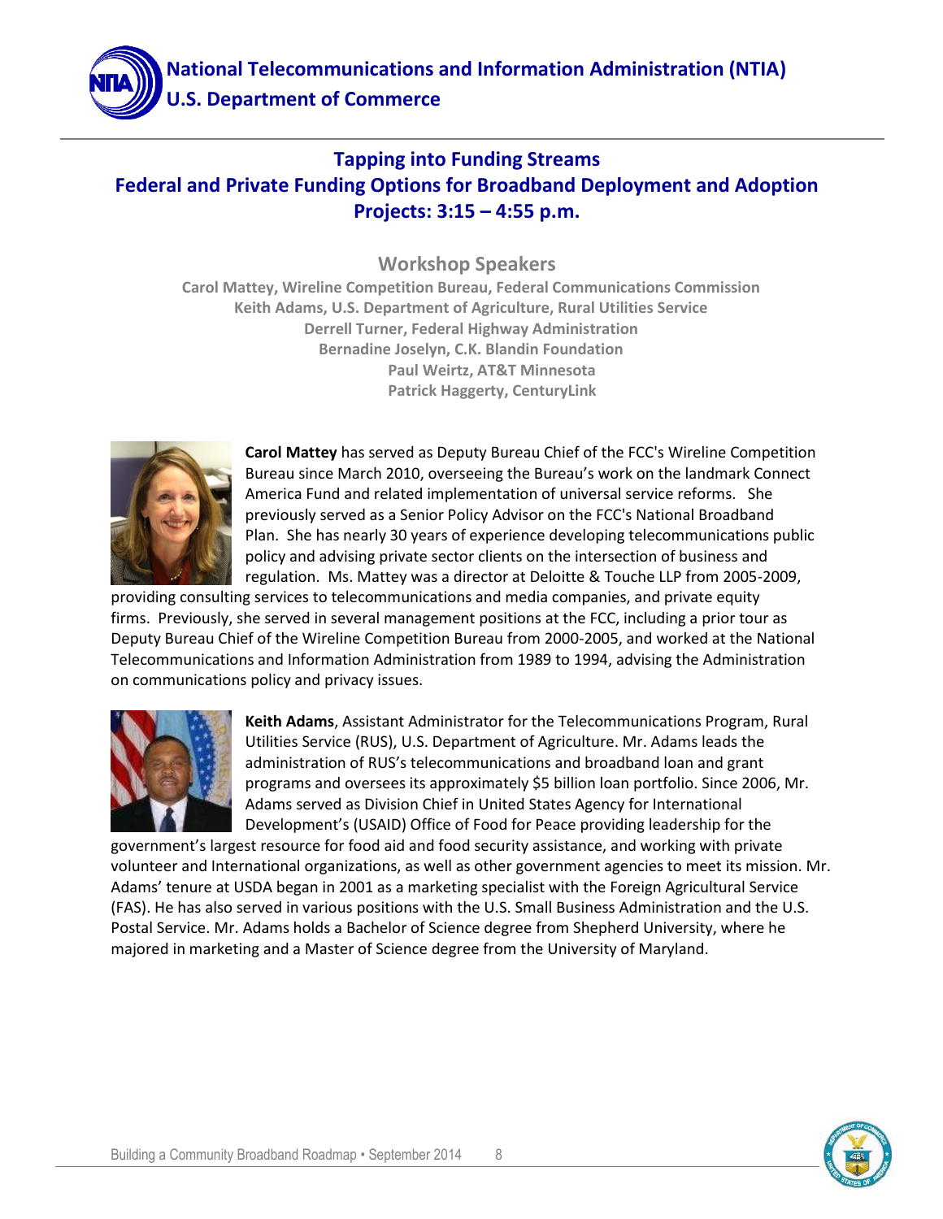# Tapping into Funding Streams
## Federal and Private Funding Options for Broadband Deployment and Adoption Projects: 3:15 – 4:55 p.m.

### Workshop Speakers

**Carol Mattey, Wireline Competition Bureau, Federal Communications Commission**
**Keith Adams, U.S. Department of Agriculture, Rural Utilities Service**
**Derrell Turner, Federal Highway Administration**
**Bernadine Joselyn, C.K. Blandin Foundation**
**Paul Weirtz, AT&T Minnesota**
**Patrick Haggerty, CenturyLink**

**Carol Mattey** has served as Deputy Bureau Chief of the FCC's Wireline Competition Bureau since March 2010, overseeing the Bureau's work on the landmark Connect America Fund and related implementation of universal service reforms. She previously served as a Senior Policy Advisor on the FCC's National Broadband Plan. She has nearly 30 years of experience developing telecommunications public policy and advising private sector clients on the intersection of business and regulation. Ms. Mattey was a director at Deloitte & Touche LLP from 2005-2009, providing consulting services to telecommunications and media companies, and private equity firms. Previously, she served in several management positions at the FCC, including a prior tour as Deputy Bureau Chief of the Wireline Competition Bureau from 2000-2005, and worked at the National Telecommunications and Information Administration from 1989 to 1994, advising the Administration on communications policy and privacy issues.

**Keith Adams**, Assistant Administrator for the Telecommunications Program, Rural Utilities Service (RUS), U.S. Department of Agriculture. Mr. Adams leads the administration of RUS's telecommunications and broadband loan and grant programs and oversees its approximately $5 billion loan portfolio. Since 2006, Mr. Adams served as Division Chief in United States Agency for International Development's (USAID) Office of Food for Peace providing leadership for the government's largest resource for food aid and food security assistance, and working with private volunteer and International organizations, as well as other government agencies to meet its mission. Mr. Adams' tenure at USDA began in 2001 as a marketing specialist with the Foreign Agricultural Service (FAS). He has also served in various positions with the U.S. Small Business Administration and the U.S. Postal Service. Mr. Adams holds a Bachelor of Science degree from Shepherd University, where he majored in marketing and a Master of Science degree from the University of Maryland.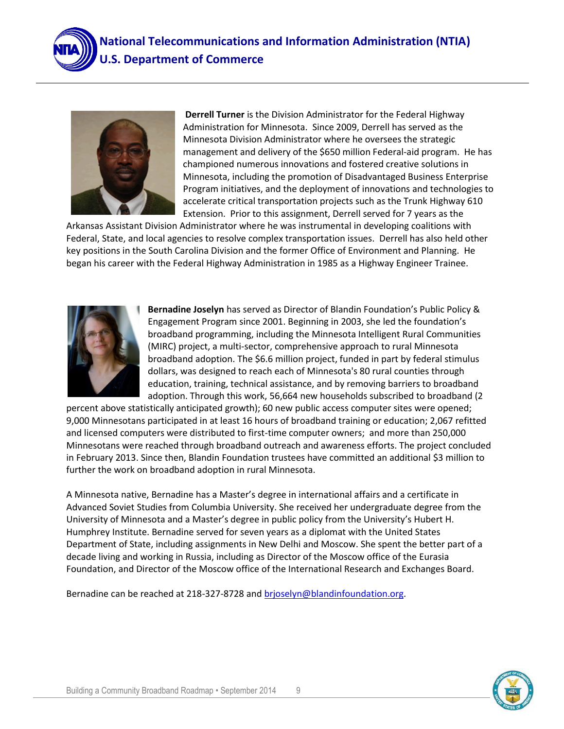**Derrell Turner** is the Division Administrator for the Federal Highway Administration for Minnesota. Since 2009, Derrell has served as the Minnesota Division Administrator where he oversees the strategic management and delivery of the $650 million Federal-aid program. He has championed numerous innovations and fostered creative solutions in Minnesota, including the promotion of Disadvantaged Business Enterprise Program initiatives, and the deployment of innovations and technologies to accelerate critical transportation projects such as the Trunk Highway 610 Extension. Prior to this assignment, Derrell served for 7 years as the Arkansas Assistant Division Administrator where he was instrumental in developing coalitions with Federal, State, and local agencies to resolve complex transportation issues. Derrell has also held other key positions in the South Carolina Division and the former Office of Environment and Planning. He began his career with the Federal Highway Administration in 1985 as a Highway Engineer Trainee.

**Bernadine Joselyn** has served as Director of Blandin Foundation's Public Policy & Engagement Program since 2001. Beginning in 2003, she led the foundation's broadband programming, including the Minnesota Intelligent Rural Communities (MIRC) project, a multi-sector, comprehensive approach to rural Minnesota broadband adoption. The $6.6 million project, funded in part by federal stimulus dollars, was designed to reach each of Minnesota's 80 rural counties through education, training, technical assistance, and by removing barriers to broadband adoption. Through this work, 56,664 new households subscribed to broadband (2 percent above statistically anticipated growth); 60 new public access computer sites were opened; 9,000 Minnesotans participated in at least 16 hours of broadband training or education; 2,067 refitted and licensed computers were distributed to first-time computer owners; and more than 250,000 Minnesotans were reached through broadband outreach and awareness efforts. The project concluded in February 2013. Since then, Blandin Foundation trustees have committed an additional $3 million to further the work on broadband adoption in rural Minnesota.

A Minnesota native, Bernadine has a Master's degree in international affairs and a certificate in Advanced Soviet Studies from Columbia University. She received her undergraduate degree from the University of Minnesota and a Master's degree in public policy from the University's Hubert H. Humphrey Institute. Bernadine served for seven years as a diplomat with the United States Department of State, including assignments in New Delhi and Moscow. She spent the better part of a decade living and working in Russia, including as Director of the Moscow office of the Eurasia Foundation, and Director of the Moscow office of the International Research and Exchanges Board.

Bernadine can be reached at 218-327-8728 and brjoselyn@blandinfoundation.org.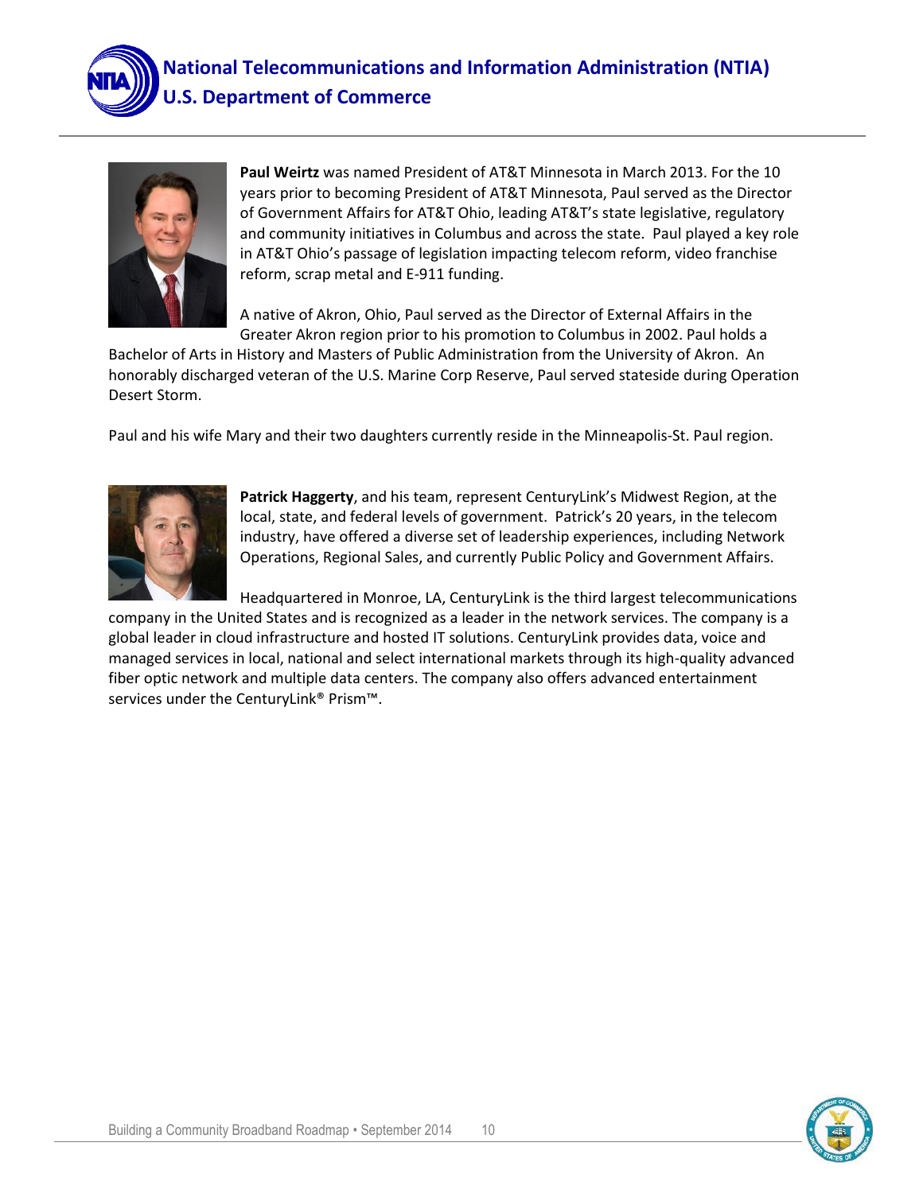**Paul Weirtz** was named President of AT&T Minnesota in March 2013. For the 10 years prior to becoming President of AT&T Minnesota, Paul served as the Director of Government Affairs for AT&T Ohio, leading AT&T's state legislative, regulatory and community initiatives in Columbus and across the state. Paul played a key role in AT&T Ohio's passage of legislation impacting telecom reform, video franchise reform, scrap metal and E-911 funding.

A native of Akron, Ohio, Paul served as the Director of External Affairs in the Greater Akron region prior to his promotion to Columbus in 2002. Paul holds a Bachelor of Arts in History and Masters of Public Administration from the University of Akron. An honorably discharged veteran of the U.S. Marine Corp Reserve, Paul served stateside during Operation Desert Storm.

Paul and his wife Mary and their two daughters currently reside in the Minneapolis-St. Paul region.

**Patrick Haggerty**, and his team, represent CenturyLink's Midwest Region, at the local, state, and federal levels of government. Patrick's 20 years, in the telecom industry, have offered a diverse set of leadership experiences, including Network Operations, Regional Sales, and currently Public Policy and Government Affairs.

Headquartered in Monroe, LA, CenturyLink is the third largest telecommunications company in the United States and is recognized as a leader in the network services. The company is a global leader in cloud infrastructure and hosted IT solutions. CenturyLink provides data, voice and managed services in local, national and select international markets through its high-quality advanced fiber optic network and multiple data centers. The company also offers advanced entertainment services under the CenturyLink® Prism™.